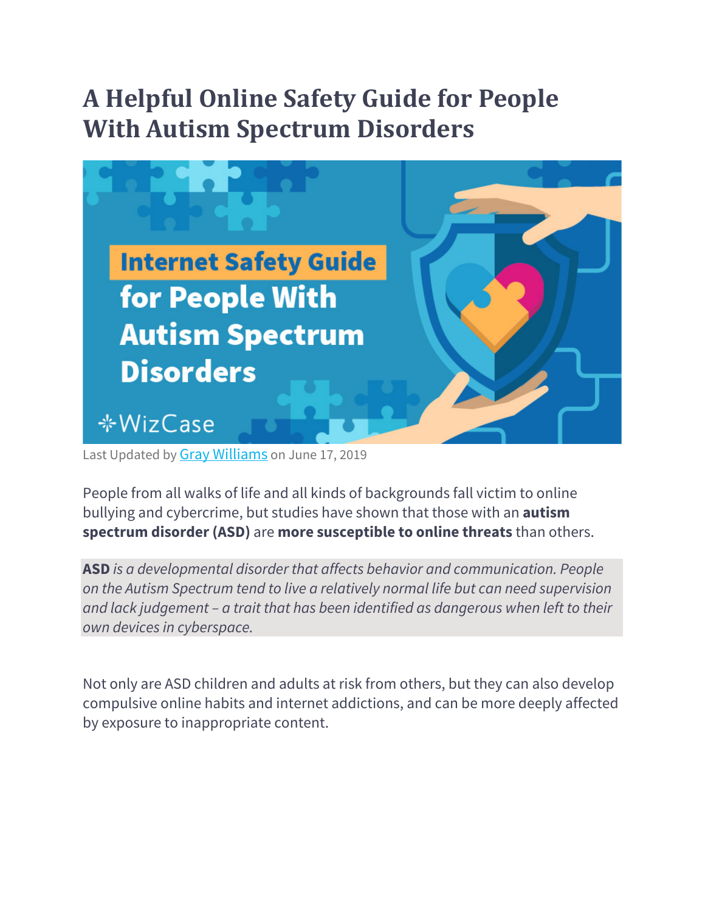# A Helpful Online Safety Guide for People With Autism Spectrum Disorders

Last Updated by Gray Williams on June 17, 2019

People from all walks of life and all kinds of backgrounds fall victim to online bullying and cybercrime, but studies have shown that those with an **autism spectrum disorder (ASD)** are **more susceptible to online threats** than others.

> **ASD** *is a developmental disorder that affects behavior and communication. People on the Autism Spectrum tend to live a relatively normal life but can need supervision and lack judgement – a trait that has been identified as dangerous when left to their own devices in cyberspace.*

Not only are ASD children and adults at risk from others, but they can also develop compulsive online habits and internet addictions, and can be more deeply affected by exposure to inappropriate content.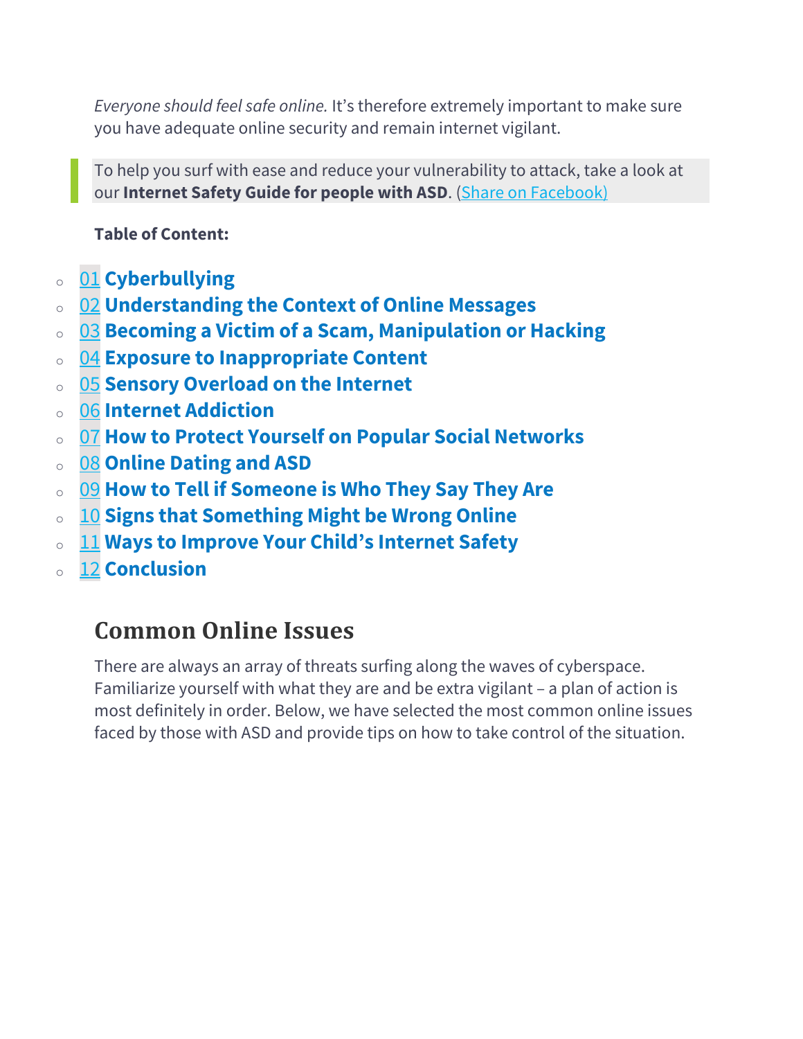*Everyone should feel safe online.* It's therefore extremely important to make sure you have adequate online security and remain internet vigilant.

> To help you surf with ease and reduce your vulnerability to attack, take a look at our **Internet Safety Guide for people with ASD**. (Share on Facebook)

**Table of Content:**

- 01 **Cyberbullying**
- 02 **Understanding the Context of Online Messages**
- 03 **Becoming a Victim of a Scam, Manipulation or Hacking**
- 04 **Exposure to Inappropriate Content**
- 05 **Sensory Overload on the Internet**
- 06 **Internet Addiction**
- 07 **How to Protect Yourself on Popular Social Networks**
- 08 **Online Dating and ASD**
- 09 **How to Tell if Someone is Who They Say They Are**
- 10 **Signs that Something Might be Wrong Online**
- 11 **Ways to Improve Your Child's Internet Safety**
- 12 **Conclusion**

## Common Online Issues

There are always an array of threats surfing along the waves of cyberspace. Familiarize yourself with what they are and be extra vigilant – a plan of action is most definitely in order. Below, we have selected the most common online issues faced by those with ASD and provide tips on how to take control of the situation.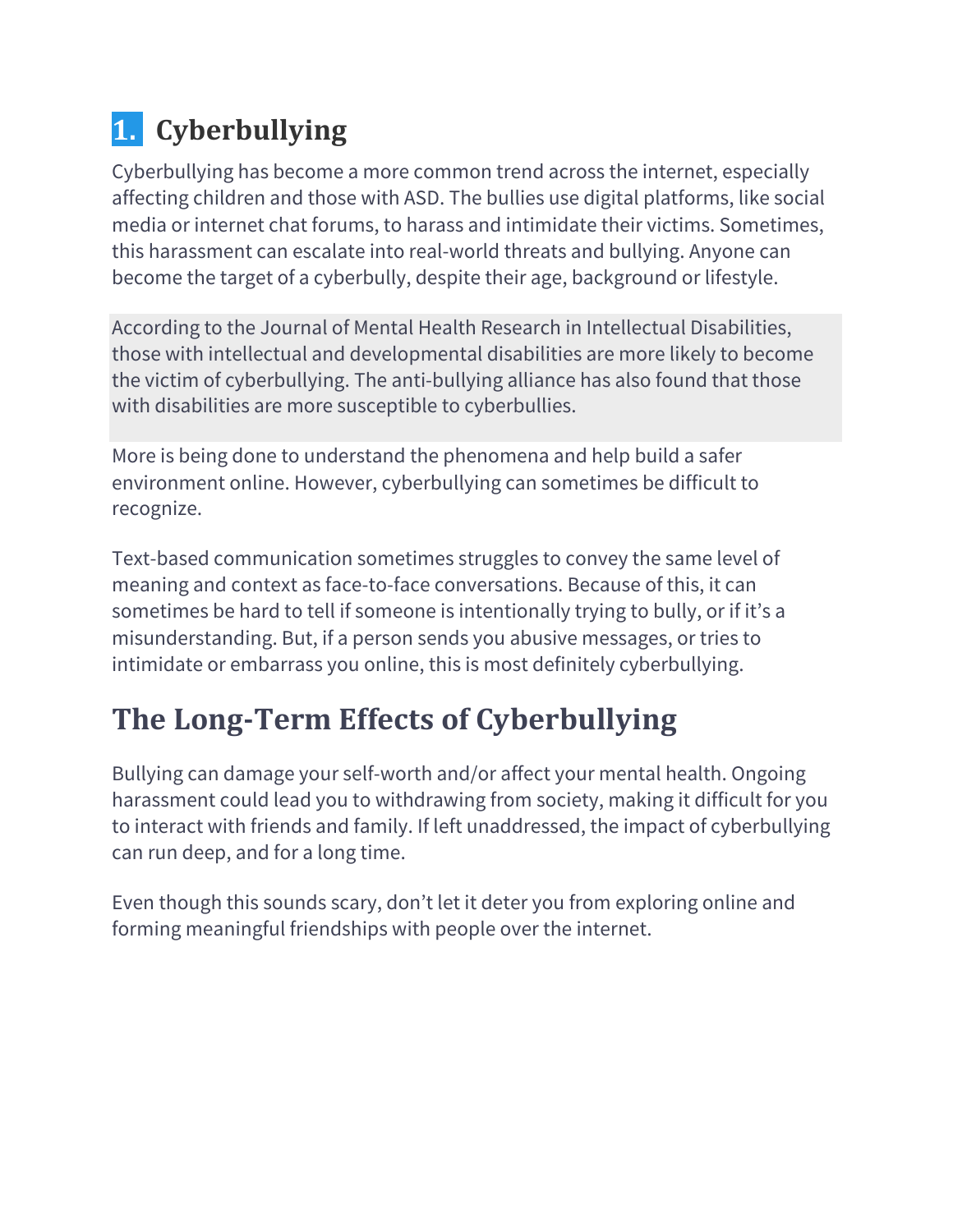## 1. Cyberbullying

Cyberbullying has become a more common trend across the internet, especially affecting children and those with ASD. The bullies use digital platforms, like social media or internet chat forums, to harass and intimidate their victims. Sometimes, this harassment can escalate into real-world threats and bullying. Anyone can become the target of a cyberbully, despite their age, background or lifestyle.

According to the Journal of Mental Health Research in Intellectual Disabilities, those with intellectual and developmental disabilities are more likely to become the victim of cyberbullying. The anti-bullying alliance has also found that those with disabilities are more susceptible to cyberbullies.

More is being done to understand the phenomena and help build a safer environment online. However, cyberbullying can sometimes be difficult to recognize.

Text-based communication sometimes struggles to convey the same level of meaning and context as face-to-face conversations. Because of this, it can sometimes be hard to tell if someone is intentionally trying to bully, or if it's a misunderstanding. But, if a person sends you abusive messages, or tries to intimidate or embarrass you online, this is most definitely cyberbullying.

## The Long-Term Effects of Cyberbullying

Bullying can damage your self-worth and/or affect your mental health. Ongoing harassment could lead you to withdrawing from society, making it difficult for you to interact with friends and family. If left unaddressed, the impact of cyberbullying can run deep, and for a long time.

Even though this sounds scary, don't let it deter you from exploring online and forming meaningful friendships with people over the internet.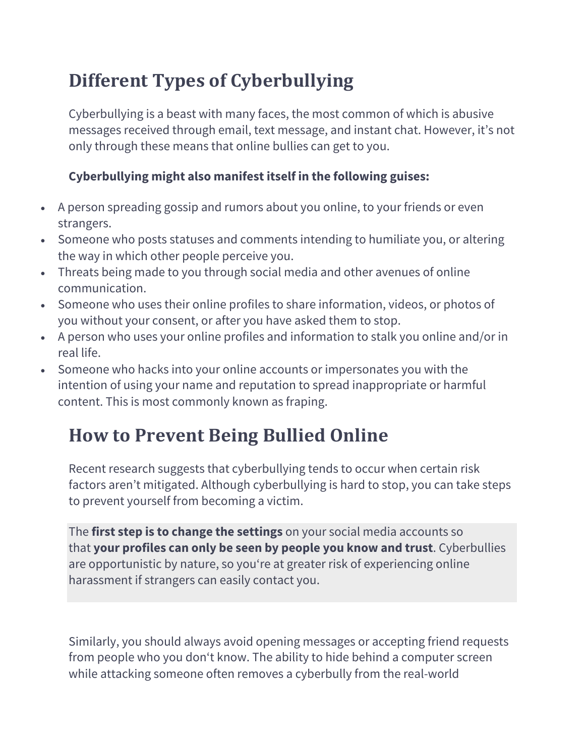## Different Types of Cyberbullying

Cyberbullying is a beast with many faces, the most common of which is abusive messages received through email, text message, and instant chat. However, it's not only through these means that online bullies can get to you.

**Cyberbullying might also manifest itself in the following guises:**

- A person spreading gossip and rumors about you online, to your friends or even strangers.
- Someone who posts statuses and comments intending to humiliate you, or altering the way in which other people perceive you.
- Threats being made to you through social media and other avenues of online communication.
- Someone who uses their online profiles to share information, videos, or photos of you without your consent, or after you have asked them to stop.
- A person who uses your online profiles and information to stalk you online and/or in real life.
- Someone who hacks into your online accounts or impersonates you with the intention of using your name and reputation to spread inappropriate or harmful content. This is most commonly known as fraping.

## How to Prevent Being Bullied Online

Recent research suggests that cyberbullying tends to occur when certain risk factors aren't mitigated. Although cyberbullying is hard to stop, you can take steps to prevent yourself from becoming a victim.

The **first step is to change the settings** on your social media accounts so that **your profiles can only be seen by people you know and trust**. Cyberbullies are opportunistic by nature, so you're at greater risk of experiencing online harassment if strangers can easily contact you.

Similarly, you should always avoid opening messages or accepting friend requests from people who you don't know. The ability to hide behind a computer screen while attacking someone often removes a cyberbully from the real-world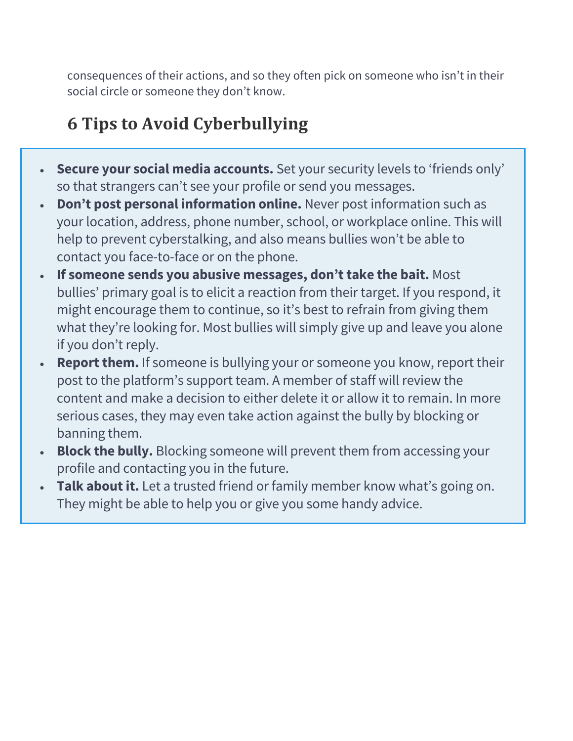consequences of their actions, and so they often pick on someone who isn't in their social circle or someone they don't know.

## 6 Tips to Avoid Cyberbullying

- **Secure your social media accounts.** Set your security levels to 'friends only' so that strangers can't see your profile or send you messages.
- **Don't post personal information online.** Never post information such as your location, address, phone number, school, or workplace online. This will help to prevent cyberstalking, and also means bullies won't be able to contact you face-to-face or on the phone.
- **If someone sends you abusive messages, don't take the bait.** Most bullies' primary goal is to elicit a reaction from their target. If you respond, it might encourage them to continue, so it's best to refrain from giving them what they're looking for. Most bullies will simply give up and leave you alone if you don't reply.
- **Report them.** If someone is bullying your or someone you know, report their post to the platform's support team. A member of staff will review the content and make a decision to either delete it or allow it to remain. In more serious cases, they may even take action against the bully by blocking or banning them.
- **Block the bully.** Blocking someone will prevent them from accessing your profile and contacting you in the future.
- **Talk about it.** Let a trusted friend or family member know what's going on. They might be able to help you or give you some handy advice.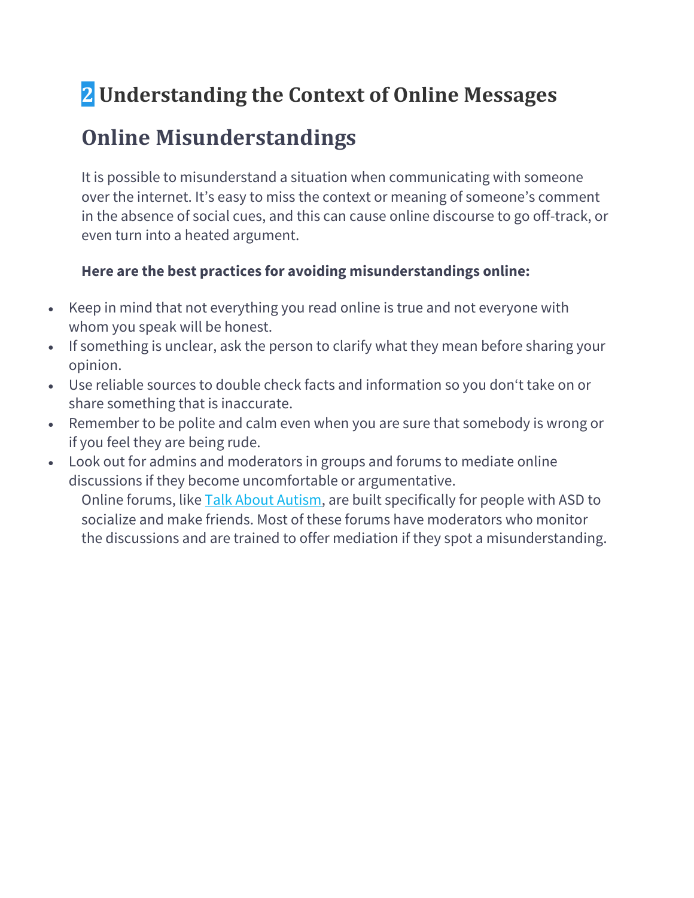# 2 Understanding the Context of Online Messages

## Online Misunderstandings

It is possible to misunderstand a situation when communicating with someone over the internet. It's easy to miss the context or meaning of someone's comment in the absence of social cues, and this can cause online discourse to go off-track, or even turn into a heated argument.

**Here are the best practices for avoiding misunderstandings online:**

- Keep in mind that not everything you read online is true and not everyone with whom you speak will be honest.
- If something is unclear, ask the person to clarify what they mean before sharing your opinion.
- Use reliable sources to double check facts and information so you don't take on or share something that is inaccurate.
- Remember to be polite and calm even when you are sure that somebody is wrong or if you feel they are being rude.
- Look out for admins and moderators in groups and forums to mediate online discussions if they become uncomfortable or argumentative.

Online forums, like Talk About Autism, are built specifically for people with ASD to socialize and make friends. Most of these forums have moderators who monitor the discussions and are trained to offer mediation if they spot a misunderstanding.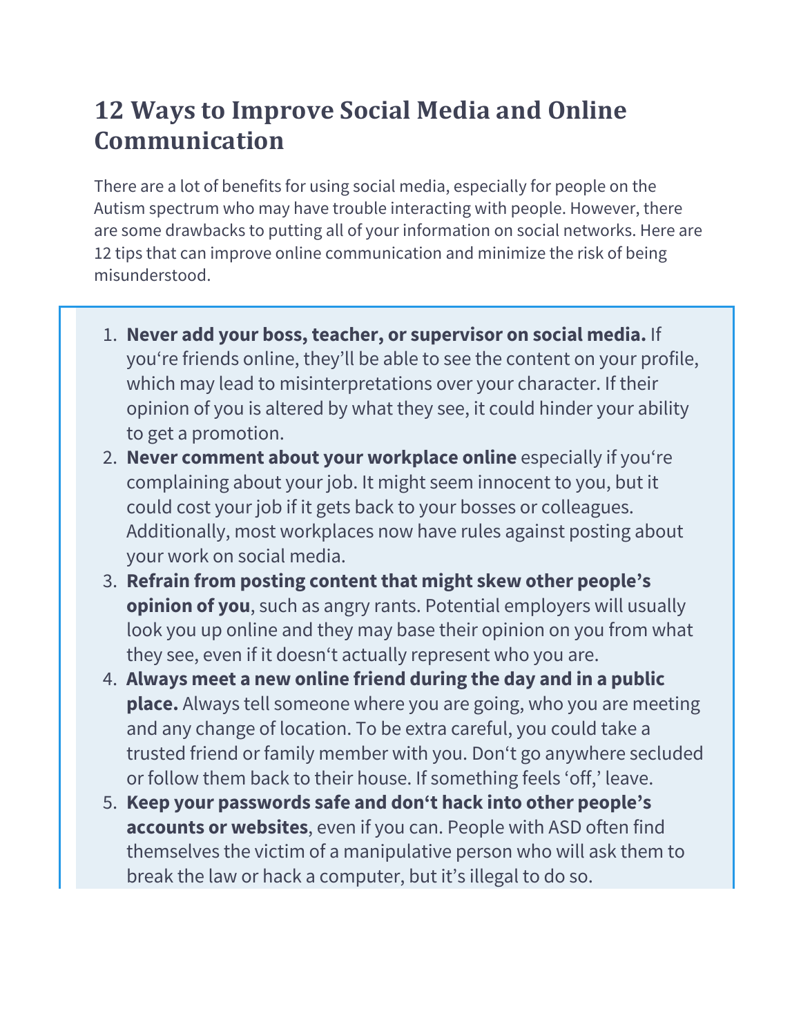## 12 Ways to Improve Social Media and Online Communication

There are a lot of benefits for using social media, especially for people on the Autism spectrum who may have trouble interacting with people. However, there are some drawbacks to putting all of your information on social networks. Here are 12 tips that can improve online communication and minimize the risk of being misunderstood.

1. **Never add your boss, teacher, or supervisor on social media.** If you‘re friends online, they’ll be able to see the content on your profile, which may lead to misinterpretations over your character. If their opinion of you is altered by what they see, it could hinder your ability to get a promotion.
2. **Never comment about your workplace online** especially if you‘re complaining about your job. It might seem innocent to you, but it could cost your job if it gets back to your bosses or colleagues. Additionally, most workplaces now have rules against posting about your work on social media.
3. **Refrain from posting content that might skew other people’s opinion of you**, such as angry rants. Potential employers will usually look you up online and they may base their opinion on you from what they see, even if it doesn‘t actually represent who you are.
4. **Always meet a new online friend during the day and in a public place.** Always tell someone where you are going, who you are meeting and any change of location. To be extra careful, you could take a trusted friend or family member with you. Don‘t go anywhere secluded or follow them back to their house. If something feels ‘off,’ leave.
5. **Keep your passwords safe and don‘t hack into other people’s accounts or websites**, even if you can. People with ASD often find themselves the victim of a manipulative person who will ask them to break the law or hack a computer, but it’s illegal to do so.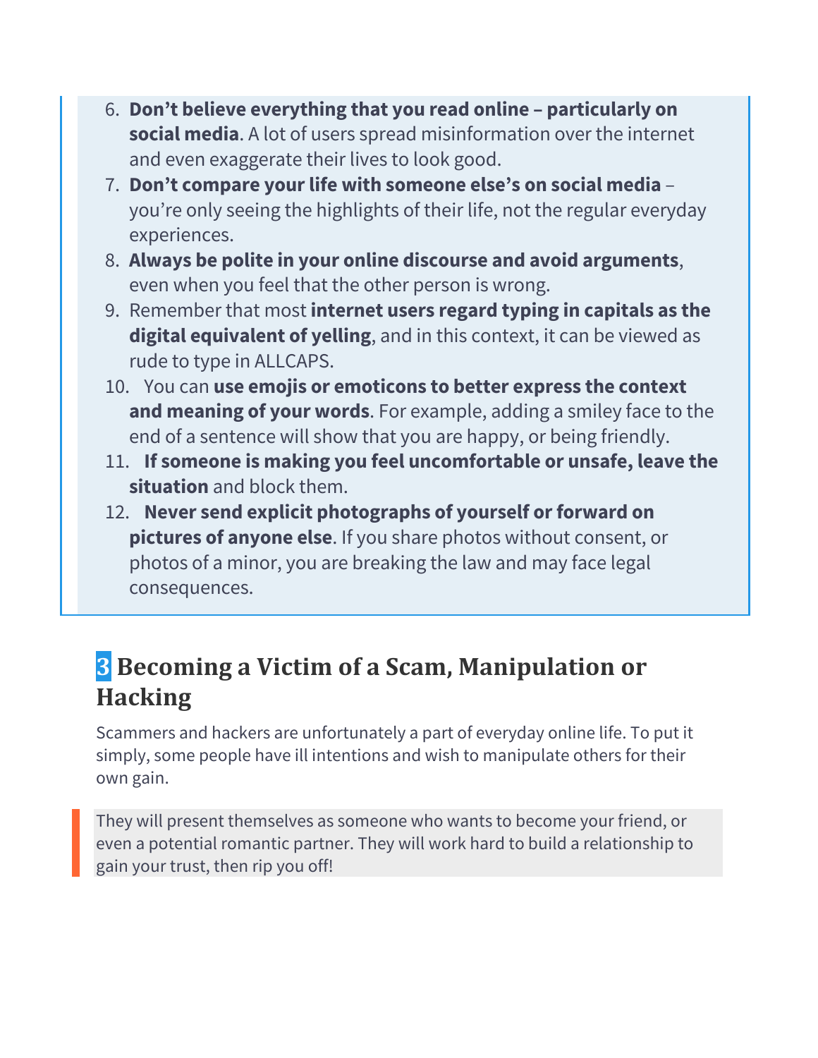6. **Don't believe everything that you read online – particularly on social media**. A lot of users spread misinformation over the internet and even exaggerate their lives to look good.
7. **Don't compare your life with someone else's on social media** – you're only seeing the highlights of their life, not the regular everyday experiences.
8. **Always be polite in your online discourse and avoid arguments**, even when you feel that the other person is wrong.
9. Remember that most **internet users regard typing in capitals as the digital equivalent of yelling**, and in this context, it can be viewed as rude to type in ALLCAPS.
10. You can **use emojis or emoticons to better express the context and meaning of your words**. For example, adding a smiley face to the end of a sentence will show that you are happy, or being friendly.
11. **If someone is making you feel uncomfortable or unsafe, leave the situation** and block them.
12. **Never send explicit photographs of yourself or forward on pictures of anyone else**. If you share photos without consent, or photos of a minor, you are breaking the law and may face legal consequences.

## 3 Becoming a Victim of a Scam, Manipulation or Hacking

Scammers and hackers are unfortunately a part of everyday online life. To put it simply, some people have ill intentions and wish to manipulate others for their own gain.

> They will present themselves as someone who wants to become your friend, or even a potential romantic partner. They will work hard to build a relationship to gain your trust, then rip you off!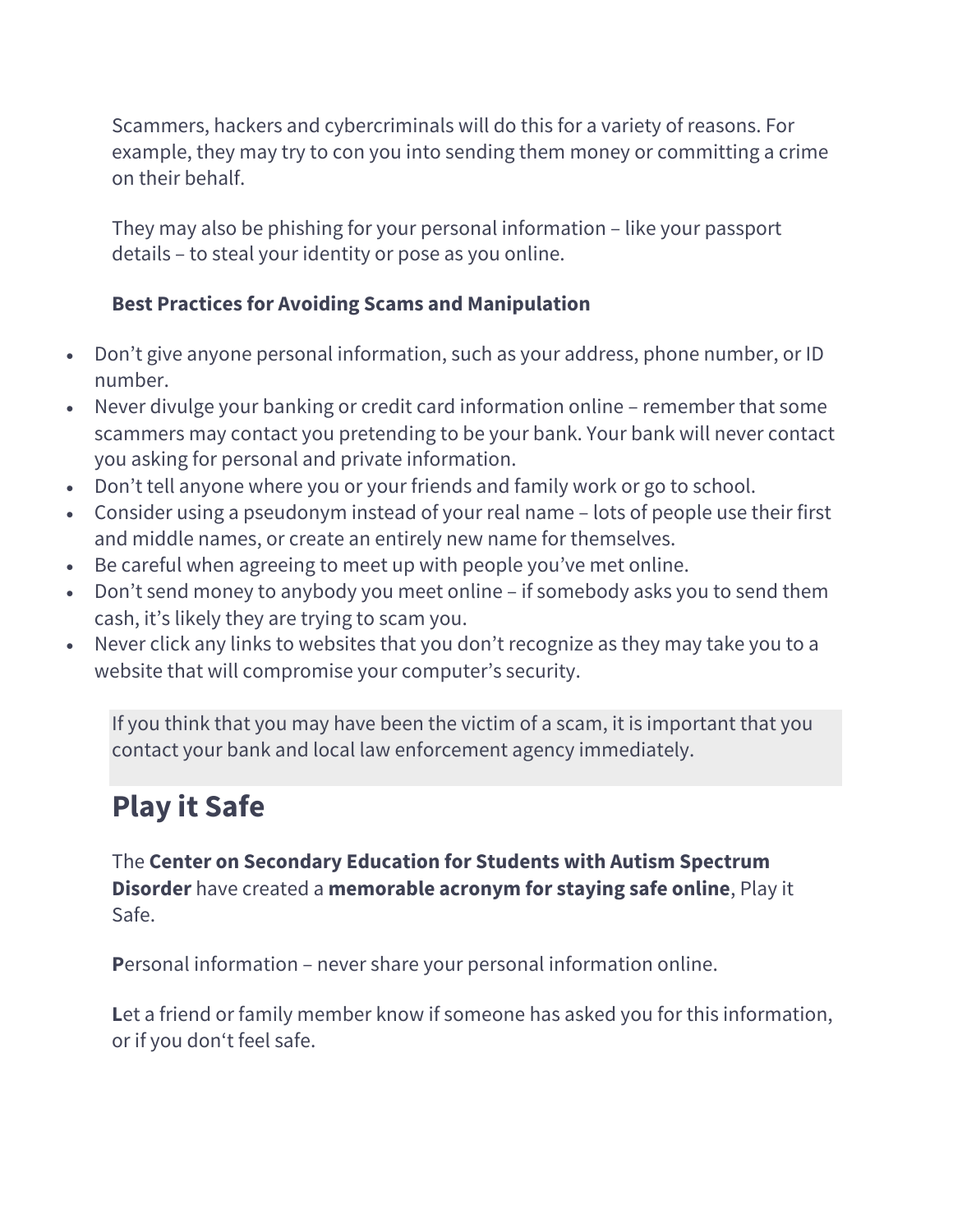Scammers, hackers and cybercriminals will do this for a variety of reasons. For example, they may try to con you into sending them money or committing a crime on their behalf.

They may also be phishing for your personal information – like your passport details – to steal your identity or pose as you online.

**Best Practices for Avoiding Scams and Manipulation**

- Don't give anyone personal information, such as your address, phone number, or ID number.
- Never divulge your banking or credit card information online – remember that some scammers may contact you pretending to be your bank. Your bank will never contact you asking for personal and private information.
- Don't tell anyone where you or your friends and family work or go to school.
- Consider using a pseudonym instead of your real name – lots of people use their first and middle names, or create an entirely new name for themselves.
- Be careful when agreeing to meet up with people you've met online.
- Don't send money to anybody you meet online – if somebody asks you to send them cash, it's likely they are trying to scam you.
- Never click any links to websites that you don't recognize as they may take you to a website that will compromise your computer's security.

> If you think that you may have been the victim of a scam, it is important that you contact your bank and local law enforcement agency immediately.

## Play it Safe

The **Center on Secondary Education for Students with Autism Spectrum Disorder** have created a **memorable acronym for staying safe online**, Play it Safe.

**P**ersonal information – never share your personal information online.

**L**et a friend or family member know if someone has asked you for this information, or if you don't feel safe.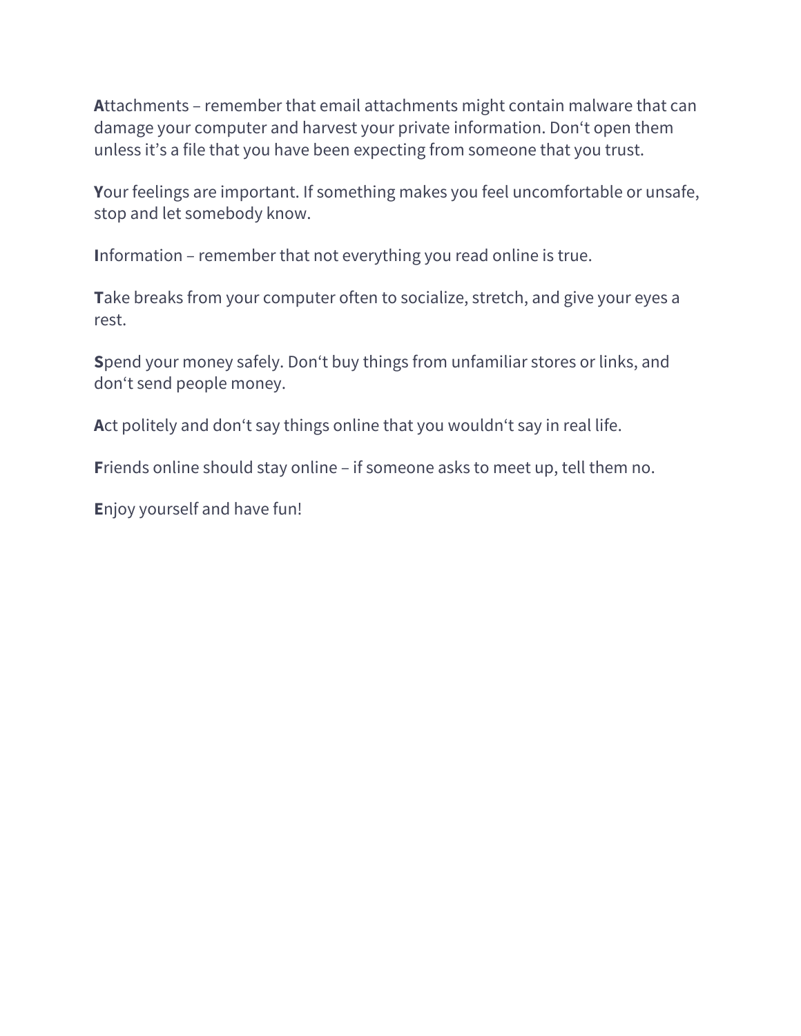**A**ttachments – remember that email attachments might contain malware that can damage your computer and harvest your private information. Don't open them unless it's a file that you have been expecting from someone that you trust.

**Y**our feelings are important. If something makes you feel uncomfortable or unsafe, stop and let somebody know.

**I**nformation – remember that not everything you read online is true.

**T**ake breaks from your computer often to socialize, stretch, and give your eyes a rest.

**S**pend your money safely. Don't buy things from unfamiliar stores or links, and don't send people money.

**A**ct politely and don't say things online that you wouldn't say in real life.

**F**riends online should stay online – if someone asks to meet up, tell them no.

**E**njoy yourself and have fun!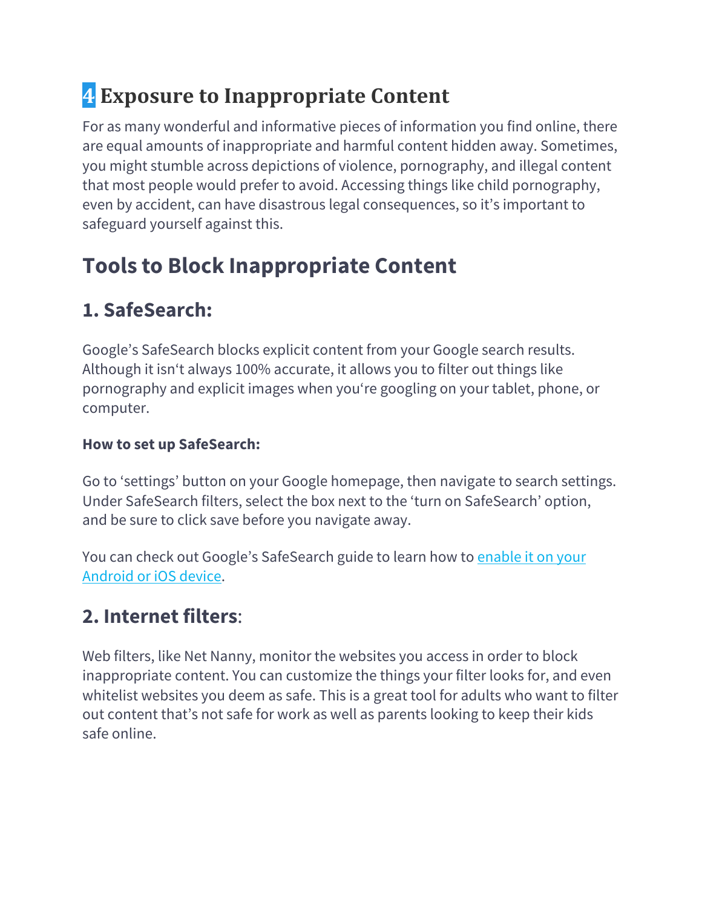# 4 Exposure to Inappropriate Content

For as many wonderful and informative pieces of information you find online, there are equal amounts of inappropriate and harmful content hidden away. Sometimes, you might stumble across depictions of violence, pornography, and illegal content that most people would prefer to avoid. Accessing things like child pornography, even by accident, can have disastrous legal consequences, so it's important to safeguard yourself against this.

## Tools to Block Inappropriate Content

### 1. SafeSearch:

Google's SafeSearch blocks explicit content from your Google search results. Although it isn't always 100% accurate, it allows you to filter out things like pornography and explicit images when you're googling on your tablet, phone, or computer.

**How to set up SafeSearch:**

Go to 'settings' button on your Google homepage, then navigate to search settings. Under SafeSearch filters, select the box next to the 'turn on SafeSearch' option, and be sure to click save before you navigate away.

You can check out Google's SafeSearch guide to learn how to enable it on your Android or iOS device.

### 2. Internet filters:

Web filters, like Net Nanny, monitor the websites you access in order to block inappropriate content. You can customize the things your filter looks for, and even whitelist websites you deem as safe. This is a great tool for adults who want to filter out content that's not safe for work as well as parents looking to keep their kids safe online.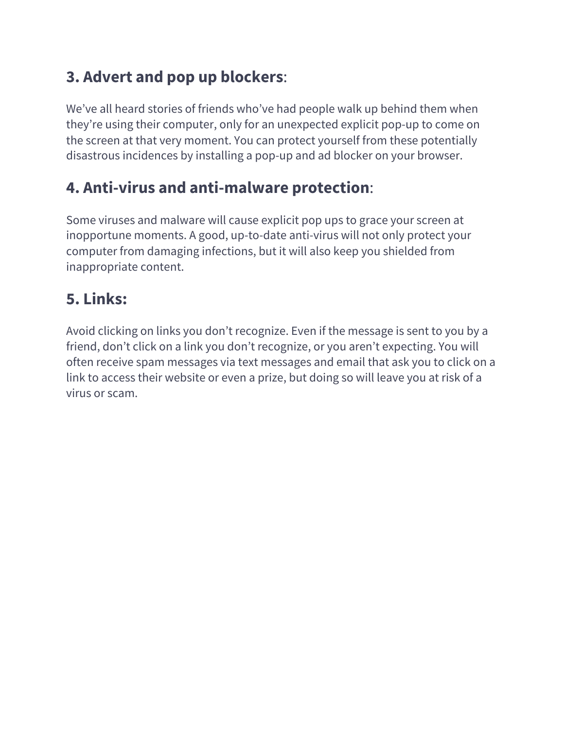## 3. Advert and pop up blockers:

We've all heard stories of friends who've had people walk up behind them when they're using their computer, only for an unexpected explicit pop-up to come on the screen at that very moment. You can protect yourself from these potentially disastrous incidences by installing a pop-up and ad blocker on your browser.

## 4. Anti-virus and anti-malware protection:

Some viruses and malware will cause explicit pop ups to grace your screen at inopportune moments. A good, up-to-date anti-virus will not only protect your computer from damaging infections, but it will also keep you shielded from inappropriate content.

## 5. Links:

Avoid clicking on links you don't recognize. Even if the message is sent to you by a friend, don't click on a link you don't recognize, or you aren't expecting. You will often receive spam messages via text messages and email that ask you to click on a link to access their website or even a prize, but doing so will leave you at risk of a virus or scam.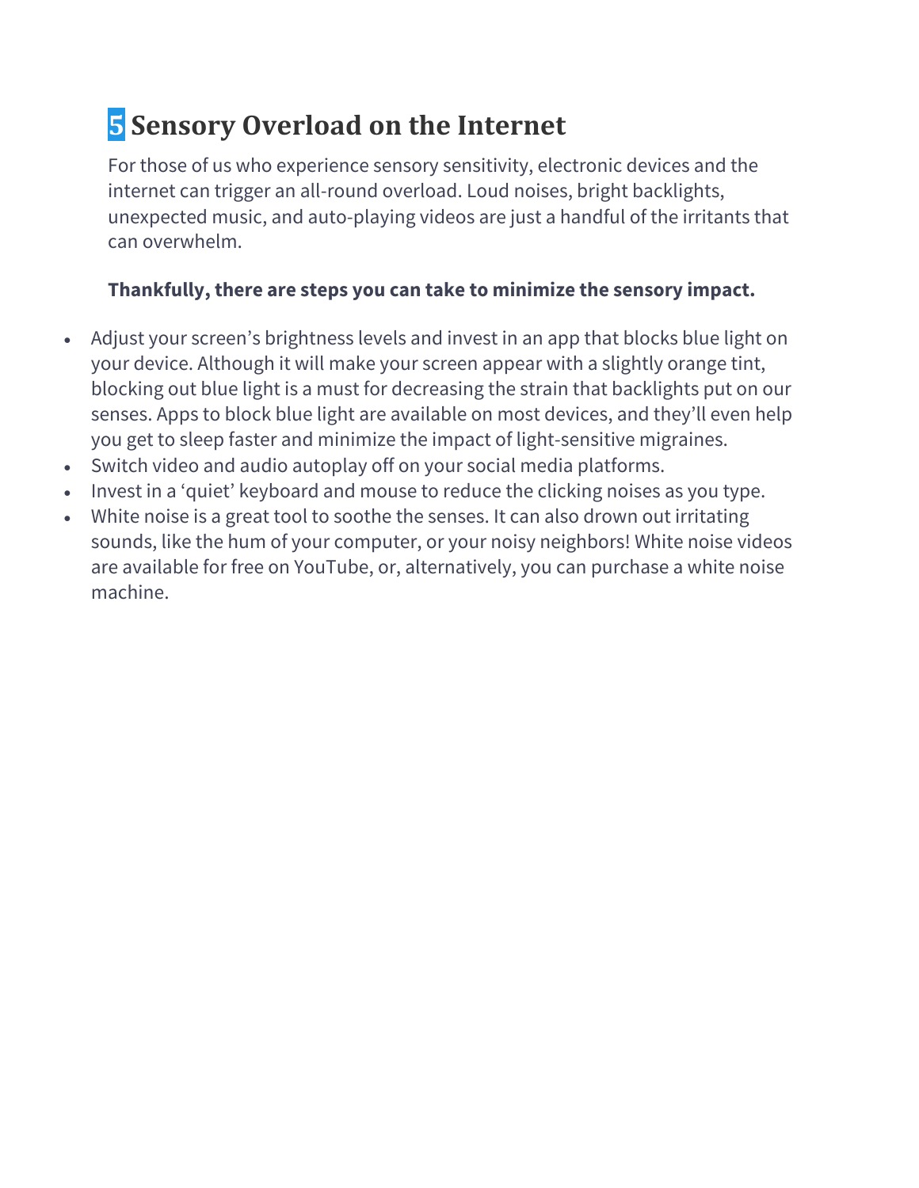## 5 Sensory Overload on the Internet

For those of us who experience sensory sensitivity, electronic devices and the internet can trigger an all-round overload. Loud noises, bright backlights, unexpected music, and auto-playing videos are just a handful of the irritants that can overwhelm.

**Thankfully, there are steps you can take to minimize the sensory impact.**

- Adjust your screen's brightness levels and invest in an app that blocks blue light on your device. Although it will make your screen appear with a slightly orange tint, blocking out blue light is a must for decreasing the strain that backlights put on our senses. Apps to block blue light are available on most devices, and they'll even help you get to sleep faster and minimize the impact of light-sensitive migraines.
- Switch video and audio autoplay off on your social media platforms.
- Invest in a 'quiet' keyboard and mouse to reduce the clicking noises as you type.
- White noise is a great tool to soothe the senses. It can also drown out irritating sounds, like the hum of your computer, or your noisy neighbors! White noise videos are available for free on YouTube, or, alternatively, you can purchase a white noise machine.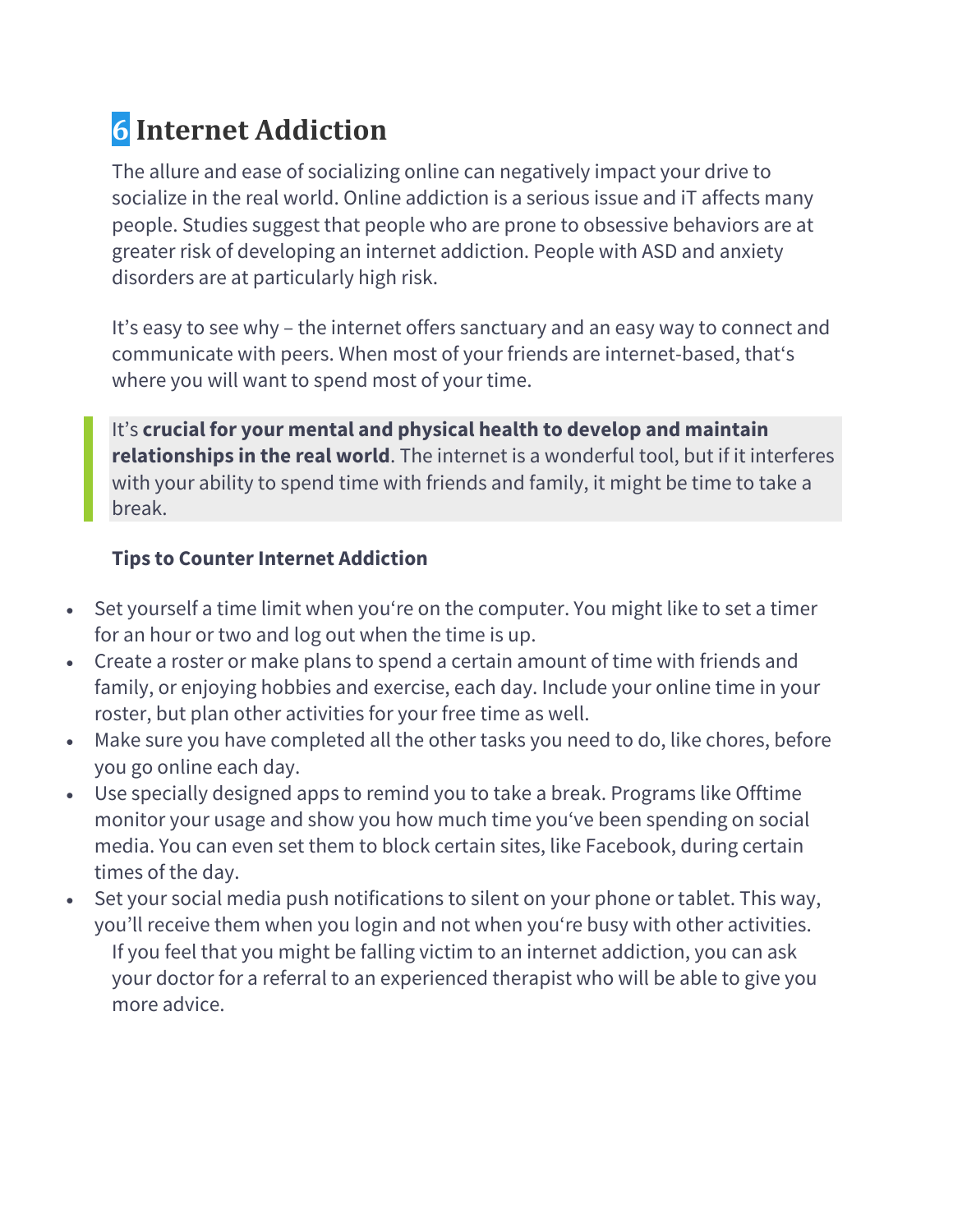# 6 Internet Addiction

The allure and ease of socializing online can negatively impact your drive to socialize in the real world. Online addiction is a serious issue and iT affects many people. Studies suggest that people who are prone to obsessive behaviors are at greater risk of developing an internet addiction. People with ASD and anxiety disorders are at particularly high risk.

It's easy to see why – the internet offers sanctuary and an easy way to connect and communicate with peers. When most of your friends are internet-based, that's where you will want to spend most of your time.

> It's **crucial for your mental and physical health to develop and maintain relationships in the real world**. The internet is a wonderful tool, but if it interferes with your ability to spend time with friends and family, it might be time to take a break.

**Tips to Counter Internet Addiction**

- Set yourself a time limit when you're on the computer. You might like to set a timer for an hour or two and log out when the time is up.
- Create a roster or make plans to spend a certain amount of time with friends and family, or enjoying hobbies and exercise, each day. Include your online time in your roster, but plan other activities for your free time as well.
- Make sure you have completed all the other tasks you need to do, like chores, before you go online each day.
- Use specially designed apps to remind you to take a break. Programs like Offtime monitor your usage and show you how much time you've been spending on social media. You can even set them to block certain sites, like Facebook, during certain times of the day.
- Set your social media push notifications to silent on your phone or tablet. This way, you'll receive them when you login and not when you're busy with other activities.

If you feel that you might be falling victim to an internet addiction, you can ask your doctor for a referral to an experienced therapist who will be able to give you more advice.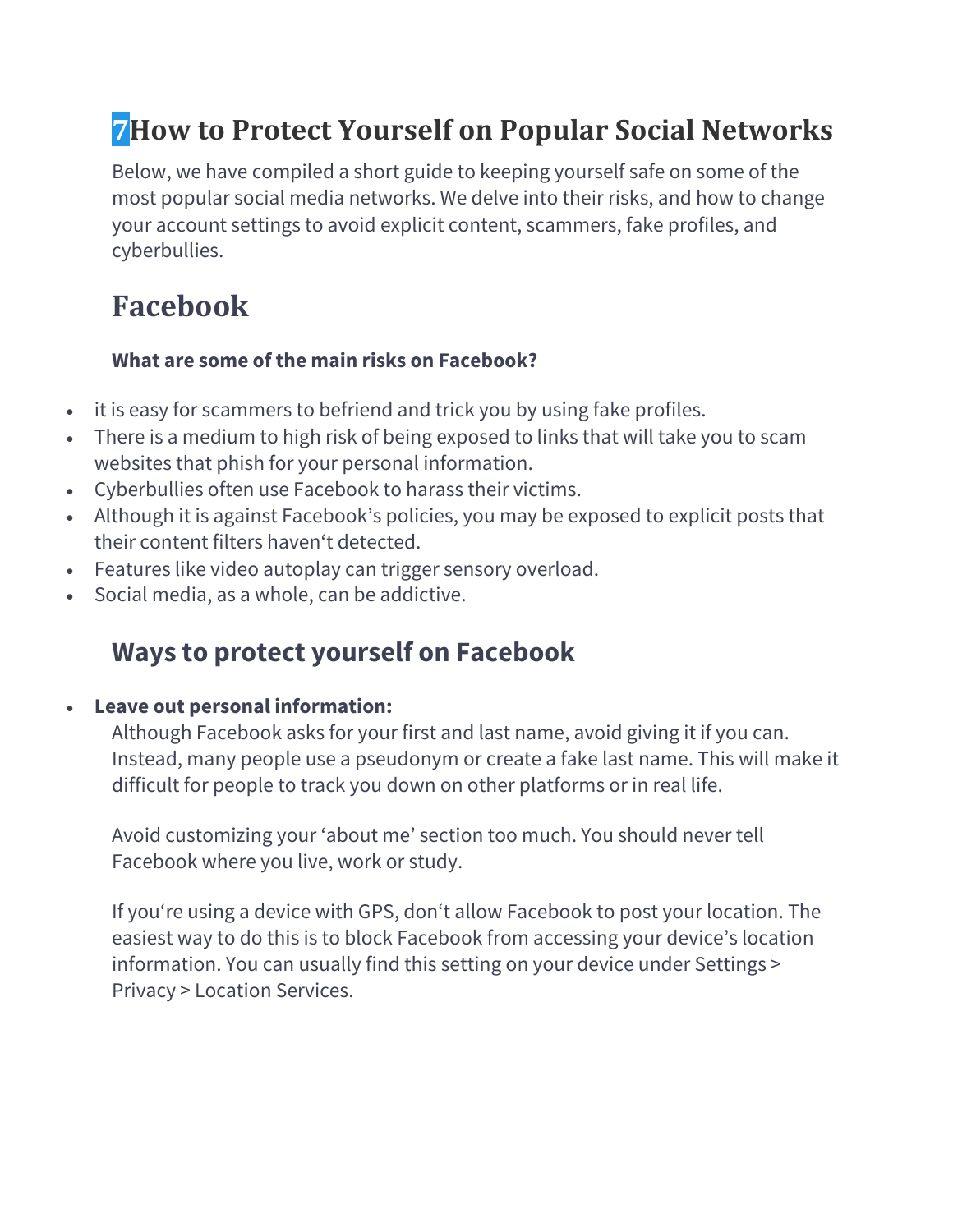# 7How to Protect Yourself on Popular Social Networks

Below, we have compiled a short guide to keeping yourself safe on some of the most popular social media networks. We delve into their risks, and how to change your account settings to avoid explicit content, scammers, fake profiles, and cyberbullies.

## Facebook

**What are some of the main risks on Facebook?**

- it is easy for scammers to befriend and trick you by using fake profiles.
- There is a medium to high risk of being exposed to links that will take you to scam websites that phish for your personal information.
- Cyberbullies often use Facebook to harass their victims.
- Although it is against Facebook's policies, you may be exposed to explicit posts that their content filters haven't detected.
- Features like video autoplay can trigger sensory overload.
- Social media, as a whole, can be addictive.

### Ways to protect yourself on Facebook

- **Leave out personal information:**

  Although Facebook asks for your first and last name, avoid giving it if you can. Instead, many people use a pseudonym or create a fake last name. This will make it difficult for people to track you down on other platforms or in real life.

  Avoid customizing your 'about me' section too much. You should never tell Facebook where you live, work or study.

  If you're using a device with GPS, don't allow Facebook to post your location. The easiest way to do this is to block Facebook from accessing your device's location information. You can usually find this setting on your device under Settings > Privacy > Location Services.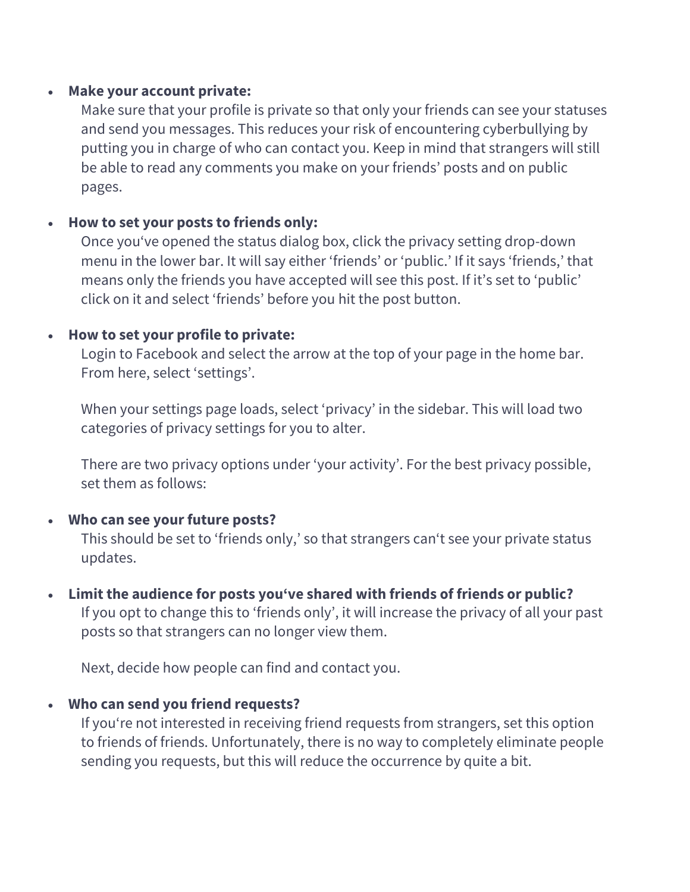- **Make your account private:**
  Make sure that your profile is private so that only your friends can see your statuses and send you messages. This reduces your risk of encountering cyberbullying by putting you in charge of who can contact you. Keep in mind that strangers will still be able to read any comments you make on your friends' posts and on public pages.

- **How to set your posts to friends only:**
  Once you've opened the status dialog box, click the privacy setting drop-down menu in the lower bar. It will say either 'friends' or 'public.' If it says 'friends,' that means only the friends you have accepted will see this post. If it's set to 'public' click on it and select 'friends' before you hit the post button.

- **How to set your profile to private:**
  Login to Facebook and select the arrow at the top of your page in the home bar. From here, select 'settings'.

  When your settings page loads, select 'privacy' in the sidebar. This will load two categories of privacy settings for you to alter.

  There are two privacy options under 'your activity'. For the best privacy possible, set them as follows:

- **Who can see your future posts?**
  This should be set to 'friends only,' so that strangers can't see your private status updates.

- **Limit the audience for posts you've shared with friends of friends or public?**
  If you opt to change this to 'friends only', it will increase the privacy of all your past posts so that strangers can no longer view them.

  Next, decide how people can find and contact you.

- **Who can send you friend requests?**
  If you're not interested in receiving friend requests from strangers, set this option to friends of friends. Unfortunately, there is no way to completely eliminate people sending you requests, but this will reduce the occurrence by quite a bit.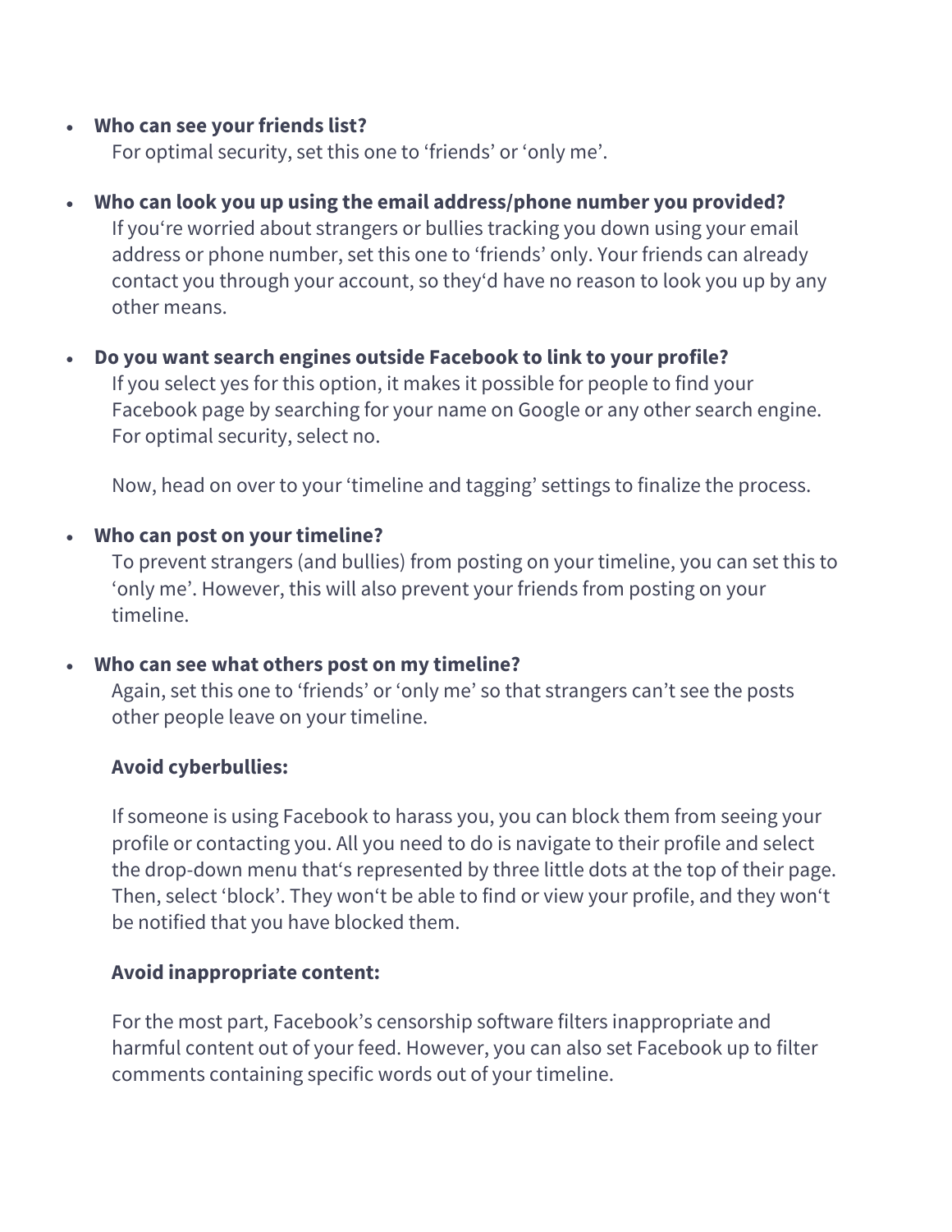- **Who can see your friends list?**
  For optimal security, set this one to ‘friends’ or ‘only me’.

- **Who can look you up using the email address/phone number you provided?**
  If you‘re worried about strangers or bullies tracking you down using your email address or phone number, set this one to ‘friends’ only. Your friends can already contact you through your account, so they‘d have no reason to look you up by any other means.

- **Do you want search engines outside Facebook to link to your profile?**
  If you select yes for this option, it makes it possible for people to find your Facebook page by searching for your name on Google or any other search engine. For optimal security, select no.

  Now, head on over to your ‘timeline and tagging’ settings to finalize the process.

- **Who can post on your timeline?**
  To prevent strangers (and bullies) from posting on your timeline, you can set this to ‘only me’. However, this will also prevent your friends from posting on your timeline.

- **Who can see what others post on my timeline?**
  Again, set this one to ‘friends’ or ‘only me’ so that strangers can’t see the posts other people leave on your timeline.

  **Avoid cyberbullies:**

  If someone is using Facebook to harass you, you can block them from seeing your profile or contacting you. All you need to do is navigate to their profile and select the drop-down menu that‘s represented by three little dots at the top of their page. Then, select ‘block’. They won‘t be able to find or view your profile, and they won‘t be notified that you have blocked them.

  **Avoid inappropriate content:**

  For the most part, Facebook’s censorship software filters inappropriate and harmful content out of your feed. However, you can also set Facebook up to filter comments containing specific words out of your timeline.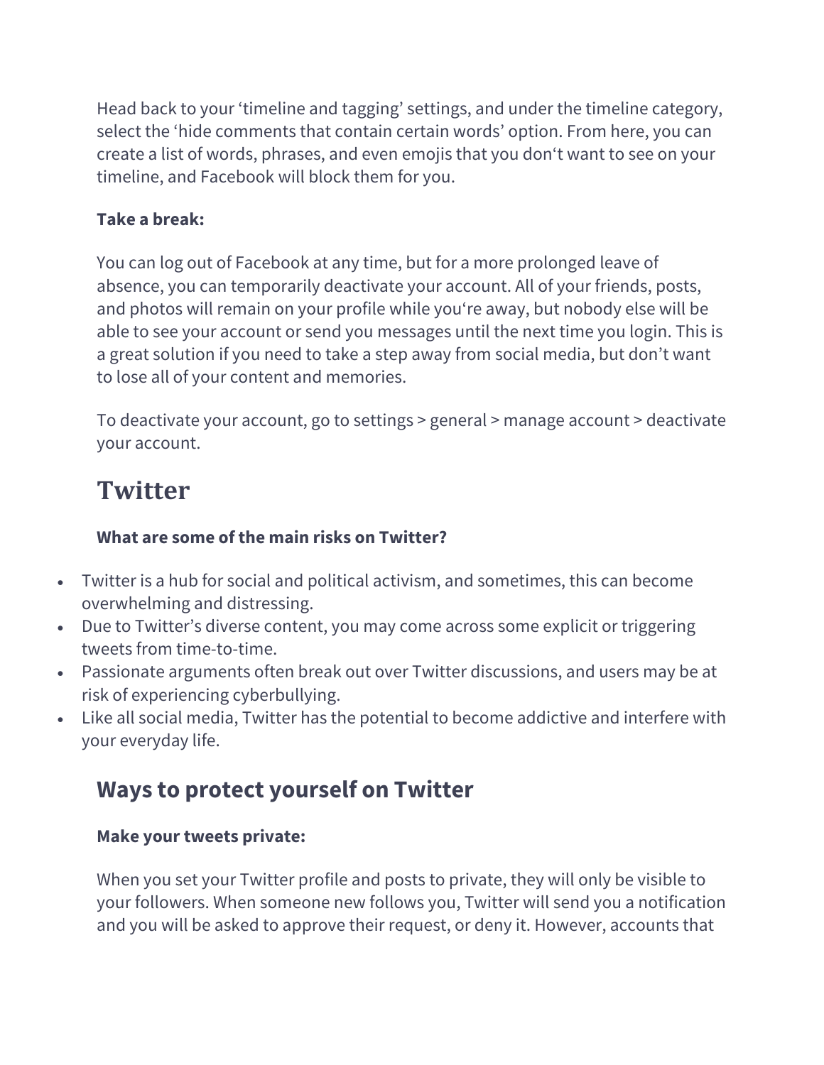Head back to your 'timeline and tagging' settings, and under the timeline category, select the 'hide comments that contain certain words' option. From here, you can create a list of words, phrases, and even emojis that you don't want to see on your timeline, and Facebook will block them for you.

**Take a break:**

You can log out of Facebook at any time, but for a more prolonged leave of absence, you can temporarily deactivate your account. All of your friends, posts, and photos will remain on your profile while you're away, but nobody else will be able to see your account or send you messages until the next time you login. This is a great solution if you need to take a step away from social media, but don't want to lose all of your content and memories.

To deactivate your account, go to settings > general > manage account > deactivate your account.

# Twitter

**What are some of the main risks on Twitter?**

- Twitter is a hub for social and political activism, and sometimes, this can become overwhelming and distressing.
- Due to Twitter's diverse content, you may come across some explicit or triggering tweets from time-to-time.
- Passionate arguments often break out over Twitter discussions, and users may be at risk of experiencing cyberbullying.
- Like all social media, Twitter has the potential to become addictive and interfere with your everyday life.

## Ways to protect yourself on Twitter

**Make your tweets private:**

When you set your Twitter profile and posts to private, they will only be visible to your followers. When someone new follows you, Twitter will send you a notification and you will be asked to approve their request, or deny it. However, accounts that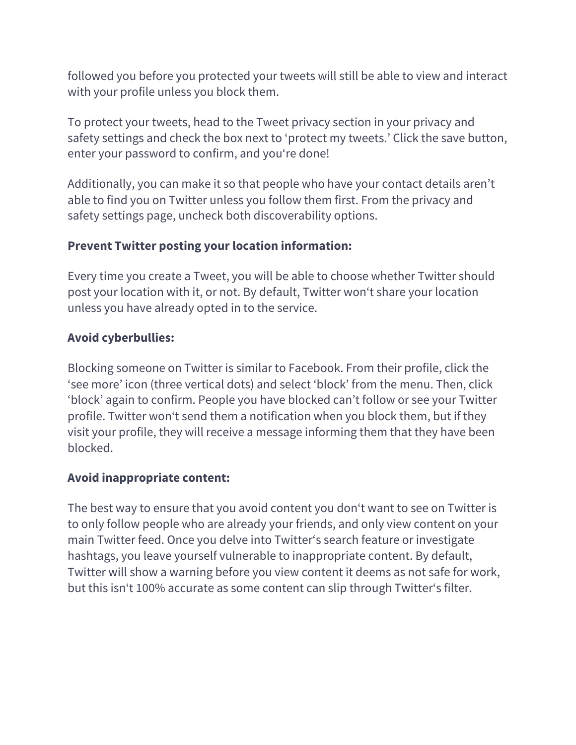followed you before you protected your tweets will still be able to view and interact with your profile unless you block them.

To protect your tweets, head to the Tweet privacy section in your privacy and safety settings and check the box next to ‘protect my tweets.’ Click the save button, enter your password to confirm, and you‘re done!

Additionally, you can make it so that people who have your contact details aren’t able to find you on Twitter unless you follow them first. From the privacy and safety settings page, uncheck both discoverability options.

**Prevent Twitter posting your location information:**

Every time you create a Tweet, you will be able to choose whether Twitter should post your location with it, or not. By default, Twitter won‘t share your location unless you have already opted in to the service.

**Avoid cyberbullies:**

Blocking someone on Twitter is similar to Facebook. From their profile, click the ‘see more’ icon (three vertical dots) and select ‘block’ from the menu. Then, click ‘block’ again to confirm. People you have blocked can’t follow or see your Twitter profile. Twitter won‘t send them a notification when you block them, but if they visit your profile, they will receive a message informing them that they have been blocked.

**Avoid inappropriate content:**

The best way to ensure that you avoid content you don‘t want to see on Twitter is to only follow people who are already your friends, and only view content on your main Twitter feed. Once you delve into Twitter‘s search feature or investigate hashtags, you leave yourself vulnerable to inappropriate content. By default, Twitter will show a warning before you view content it deems as not safe for work, but this isn‘t 100% accurate as some content can slip through Twitter‘s filter.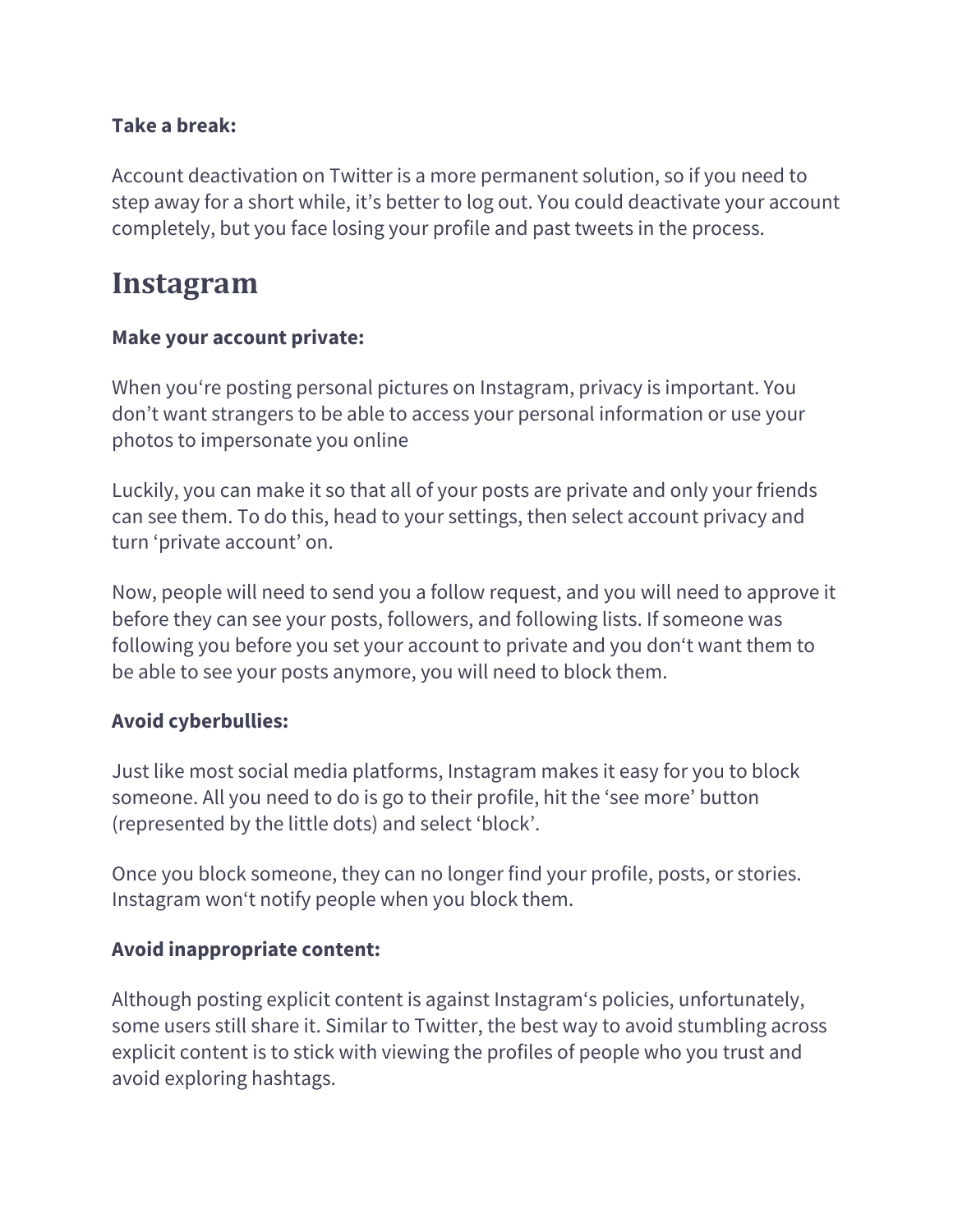**Take a break:**

Account deactivation on Twitter is a more permanent solution, so if you need to step away for a short while, it's better to log out. You could deactivate your account completely, but you face losing your profile and past tweets in the process.

# Instagram

**Make your account private:**

When you're posting personal pictures on Instagram, privacy is important. You don't want strangers to be able to access your personal information or use your photos to impersonate you online

Luckily, you can make it so that all of your posts are private and only your friends can see them. To do this, head to your settings, then select account privacy and turn 'private account' on.

Now, people will need to send you a follow request, and you will need to approve it before they can see your posts, followers, and following lists. If someone was following you before you set your account to private and you don't want them to be able to see your posts anymore, you will need to block them.

**Avoid cyberbullies:**

Just like most social media platforms, Instagram makes it easy for you to block someone. All you need to do is go to their profile, hit the 'see more' button (represented by the little dots) and select 'block'.

Once you block someone, they can no longer find your profile, posts, or stories. Instagram won't notify people when you block them.

**Avoid inappropriate content:**

Although posting explicit content is against Instagram's policies, unfortunately, some users still share it. Similar to Twitter, the best way to avoid stumbling across explicit content is to stick with viewing the profiles of people who you trust and avoid exploring hashtags.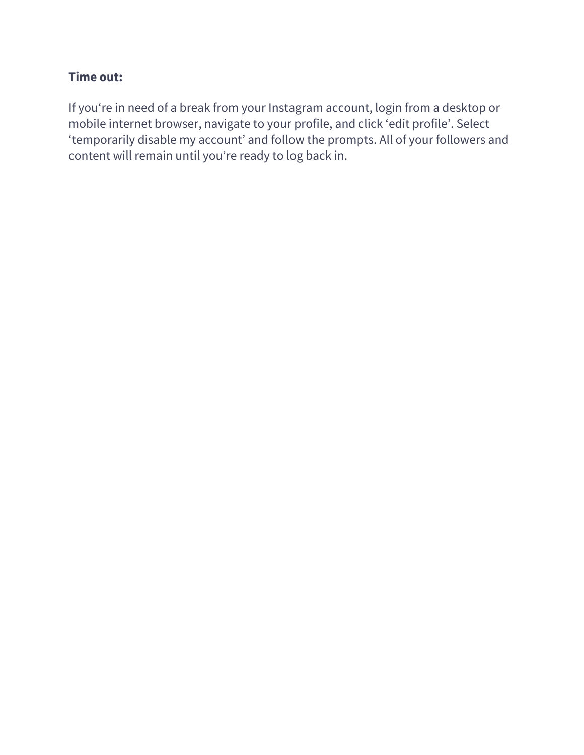**Time out:**

If you‘re in need of a break from your Instagram account, login from a desktop or mobile internet browser, navigate to your profile, and click ‘edit profile’. Select ‘temporarily disable my account’ and follow the prompts. All of your followers and content will remain until you‘re ready to log back in.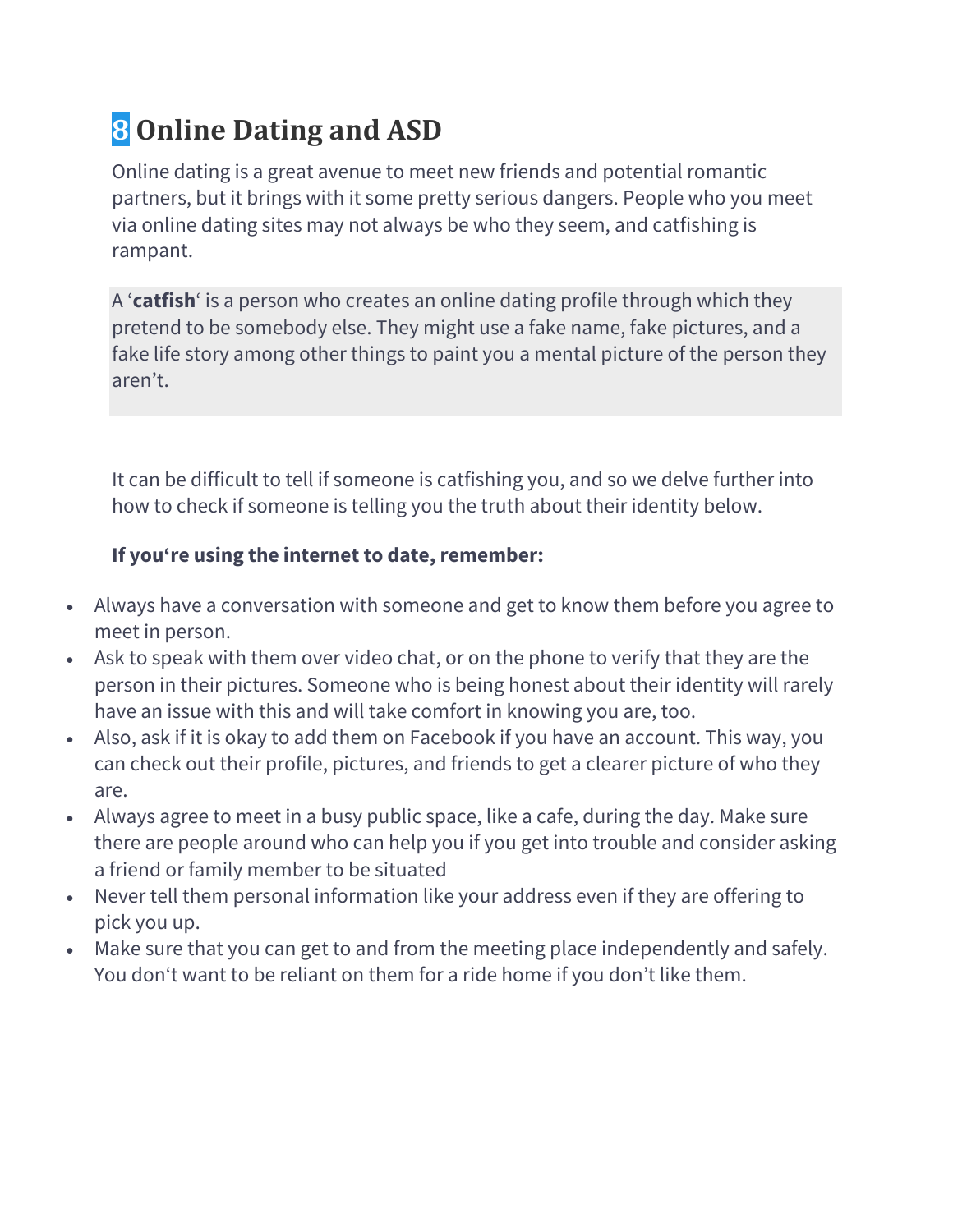# 8 Online Dating and ASD

Online dating is a great avenue to meet new friends and potential romantic partners, but it brings with it some pretty serious dangers. People who you meet via online dating sites may not always be who they seem, and catfishing is rampant.

A '**catfish**' is a person who creates an online dating profile through which they pretend to be somebody else. They might use a fake name, fake pictures, and a fake life story among other things to paint you a mental picture of the person they aren't.

It can be difficult to tell if someone is catfishing you, and so we delve further into how to check if someone is telling you the truth about their identity below.

**If you're using the internet to date, remember:**

- Always have a conversation with someone and get to know them before you agree to meet in person.
- Ask to speak with them over video chat, or on the phone to verify that they are the person in their pictures. Someone who is being honest about their identity will rarely have an issue with this and will take comfort in knowing you are, too.
- Also, ask if it is okay to add them on Facebook if you have an account. This way, you can check out their profile, pictures, and friends to get a clearer picture of who they are.
- Always agree to meet in a busy public space, like a cafe, during the day. Make sure there are people around who can help you if you get into trouble and consider asking a friend or family member to be situated
- Never tell them personal information like your address even if they are offering to pick you up.
- Make sure that you can get to and from the meeting place independently and safely. You don't want to be reliant on them for a ride home if you don't like them.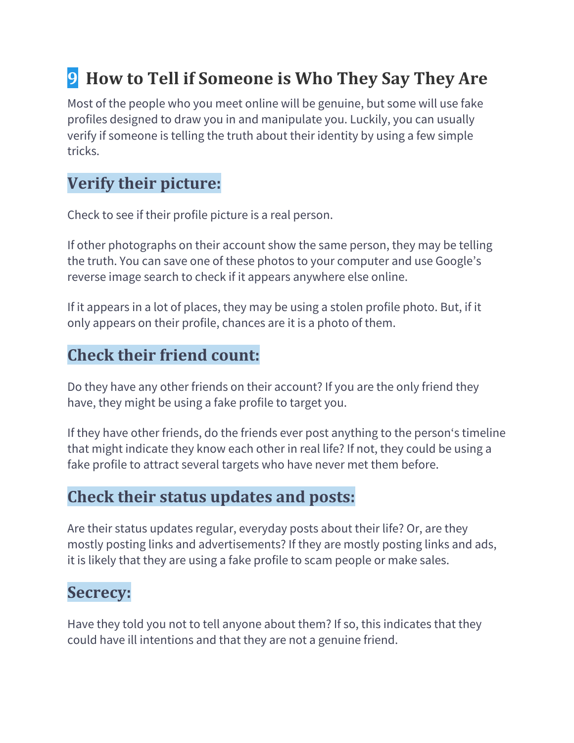# 9 How to Tell if Someone is Who They Say They Are

Most of the people who you meet online will be genuine, but some will use fake profiles designed to draw you in and manipulate you. Luckily, you can usually verify if someone is telling the truth about their identity by using a few simple tricks.

## Verify their picture:

Check to see if their profile picture is a real person.

If other photographs on their account show the same person, they may be telling the truth. You can save one of these photos to your computer and use Google's reverse image search to check if it appears anywhere else online.

If it appears in a lot of places, they may be using a stolen profile photo. But, if it only appears on their profile, chances are it is a photo of them.

## Check their friend count:

Do they have any other friends on their account? If you are the only friend they have, they might be using a fake profile to target you.

If they have other friends, do the friends ever post anything to the person's timeline that might indicate they know each other in real life? If not, they could be using a fake profile to attract several targets who have never met them before.

## Check their status updates and posts:

Are their status updates regular, everyday posts about their life? Or, are they mostly posting links and advertisements? If they are mostly posting links and ads, it is likely that they are using a fake profile to scam people or make sales.

## Secrecy:

Have they told you not to tell anyone about them? If so, this indicates that they could have ill intentions and that they are not a genuine friend.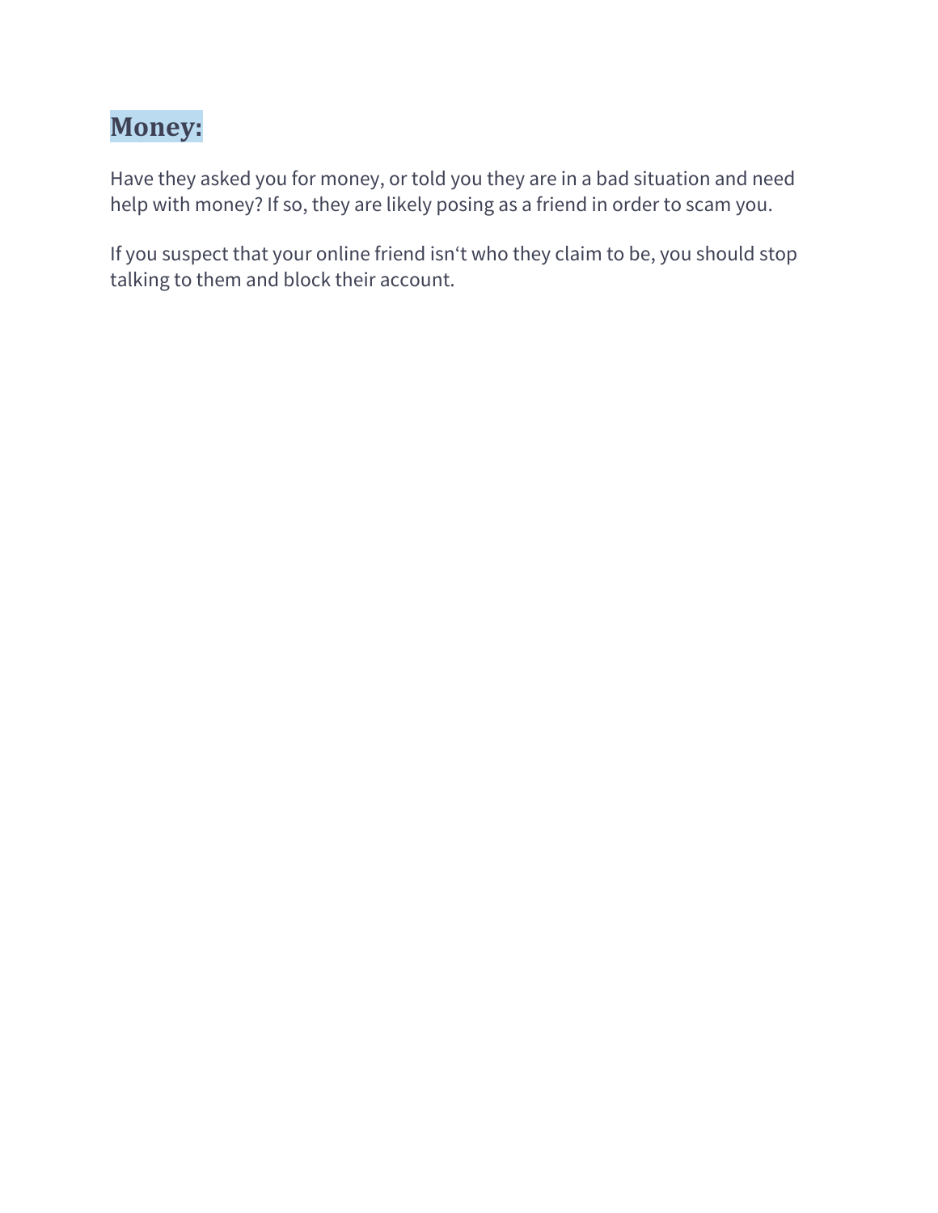## Money:

Have they asked you for money, or told you they are in a bad situation and need help with money? If so, they are likely posing as a friend in order to scam you.

If you suspect that your online friend isn‘t who they claim to be, you should stop talking to them and block their account.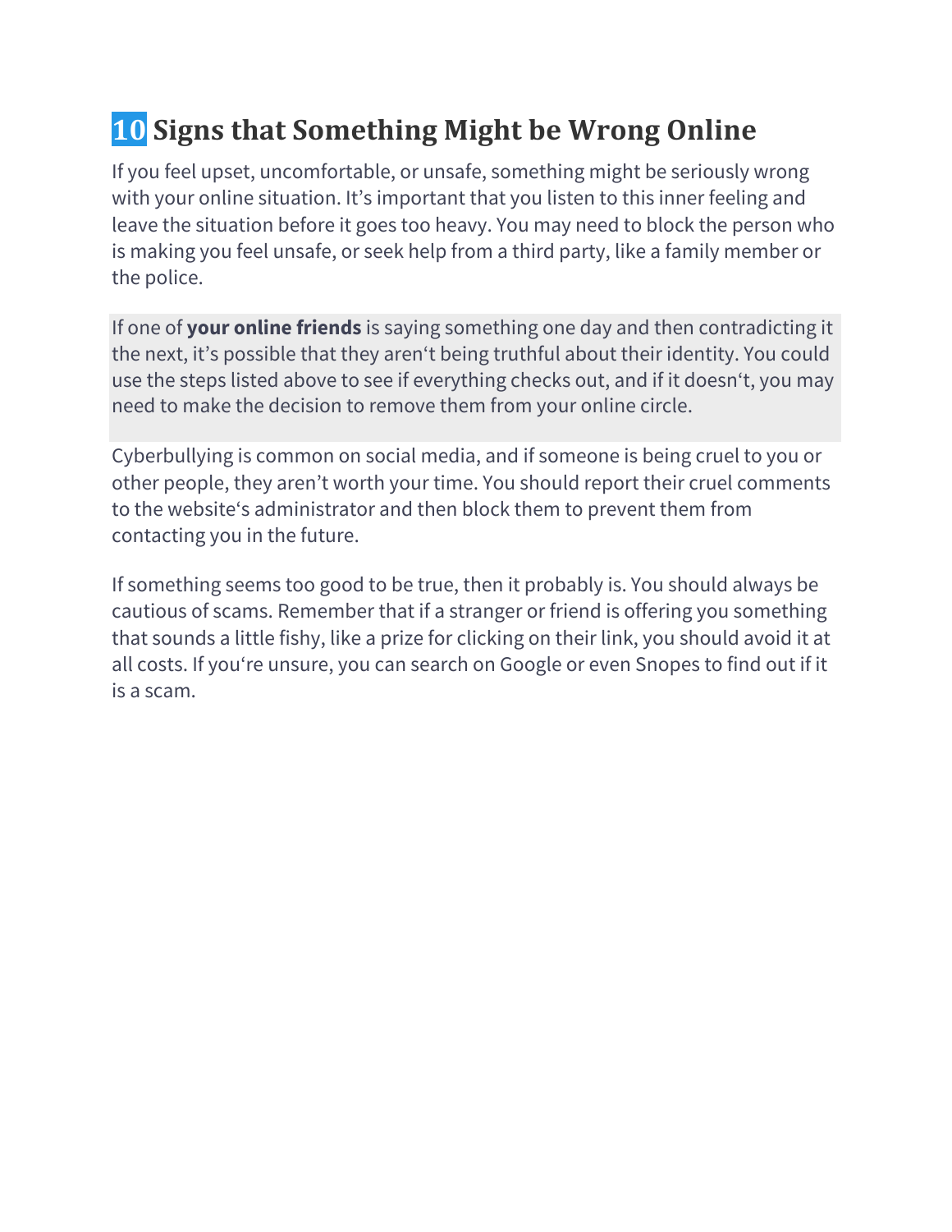# 10 Signs that Something Might be Wrong Online

If you feel upset, uncomfortable, or unsafe, something might be seriously wrong with your online situation. It’s important that you listen to this inner feeling and leave the situation before it goes too heavy. You may need to block the person who is making you feel unsafe, or seek help from a third party, like a family member or the police.

If one of **your online friends** is saying something one day and then contradicting it the next, it’s possible that they aren‘t being truthful about their identity. You could use the steps listed above to see if everything checks out, and if it doesn‘t, you may need to make the decision to remove them from your online circle.

Cyberbullying is common on social media, and if someone is being cruel to you or other people, they aren’t worth your time. You should report their cruel comments to the website‘s administrator and then block them to prevent them from contacting you in the future.

If something seems too good to be true, then it probably is. You should always be cautious of scams. Remember that if a stranger or friend is offering you something that sounds a little fishy, like a prize for clicking on their link, you should avoid it at all costs. If you‘re unsure, you can search on Google or even Snopes to find out if it is a scam.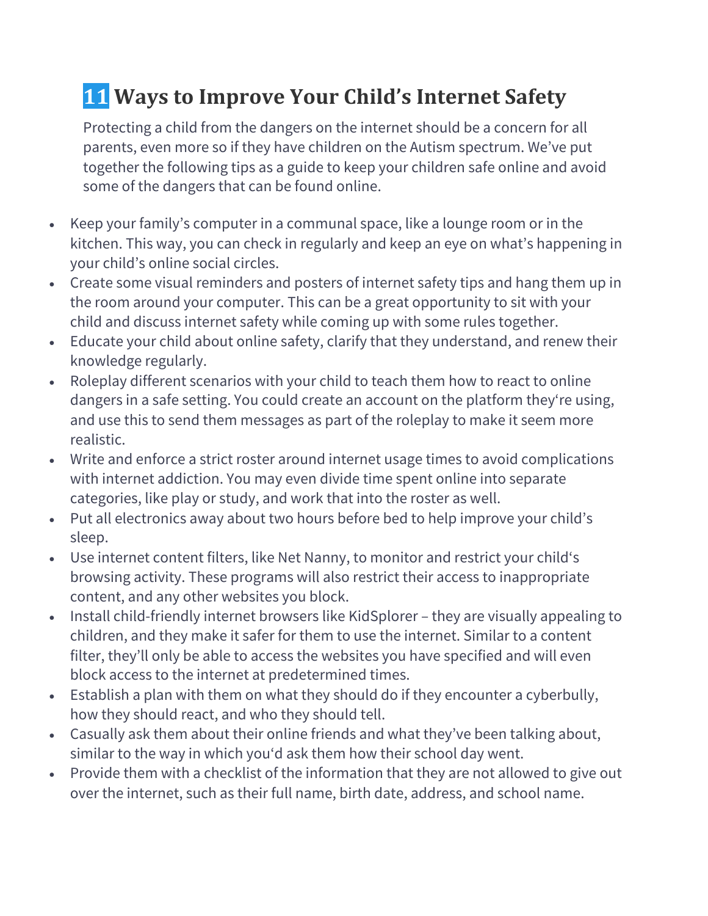# 11 Ways to Improve Your Child's Internet Safety

Protecting a child from the dangers on the internet should be a concern for all parents, even more so if they have children on the Autism spectrum. We've put together the following tips as a guide to keep your children safe online and avoid some of the dangers that can be found online.

- Keep your family's computer in a communal space, like a lounge room or in the kitchen. This way, you can check in regularly and keep an eye on what's happening in your child's online social circles.
- Create some visual reminders and posters of internet safety tips and hang them up in the room around your computer. This can be a great opportunity to sit with your child and discuss internet safety while coming up with some rules together.
- Educate your child about online safety, clarify that they understand, and renew their knowledge regularly.
- Roleplay different scenarios with your child to teach them how to react to online dangers in a safe setting. You could create an account on the platform they're using, and use this to send them messages as part of the roleplay to make it seem more realistic.
- Write and enforce a strict roster around internet usage times to avoid complications with internet addiction. You may even divide time spent online into separate categories, like play or study, and work that into the roster as well.
- Put all electronics away about two hours before bed to help improve your child's sleep.
- Use internet content filters, like Net Nanny, to monitor and restrict your child's browsing activity. These programs will also restrict their access to inappropriate content, and any other websites you block.
- Install child-friendly internet browsers like KidSplorer – they are visually appealing to children, and they make it safer for them to use the internet. Similar to a content filter, they'll only be able to access the websites you have specified and will even block access to the internet at predetermined times.
- Establish a plan with them on what they should do if they encounter a cyberbully, how they should react, and who they should tell.
- Casually ask them about their online friends and what they've been talking about, similar to the way in which you'd ask them how their school day went.
- Provide them with a checklist of the information that they are not allowed to give out over the internet, such as their full name, birth date, address, and school name.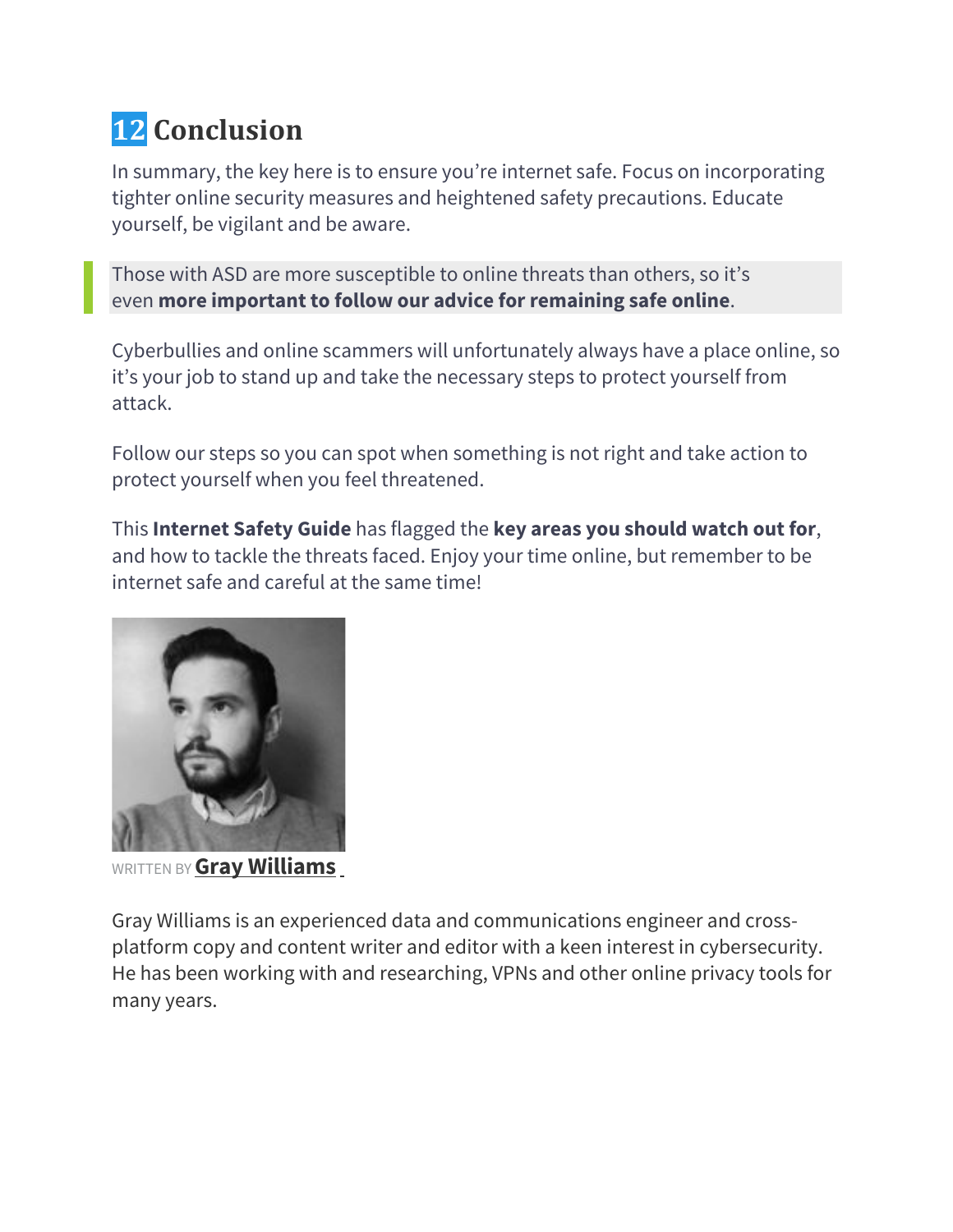## 12 Conclusion

In summary, the key here is to ensure you're internet safe. Focus on incorporating tighter online security measures and heightened safety precautions. Educate yourself, be vigilant and be aware.

> Those with ASD are more susceptible to online threats than others, so it's even **more important to follow our advice for remaining safe online**.

Cyberbullies and online scammers will unfortunately always have a place online, so it's your job to stand up and take the necessary steps to protect yourself from attack.

Follow our steps so you can spot when something is not right and take action to protect yourself when you feel threatened.

This **Internet Safety Guide** has flagged the **key areas you should watch out for**, and how to tackle the threats faced. Enjoy your time online, but remember to be internet safe and careful at the same time!

WRITTEN BY **Gray Williams**

Gray Williams is an experienced data and communications engineer and cross-platform copy and content writer and editor with a keen interest in cybersecurity. He has been working with and researching, VPNs and other online privacy tools for many years.